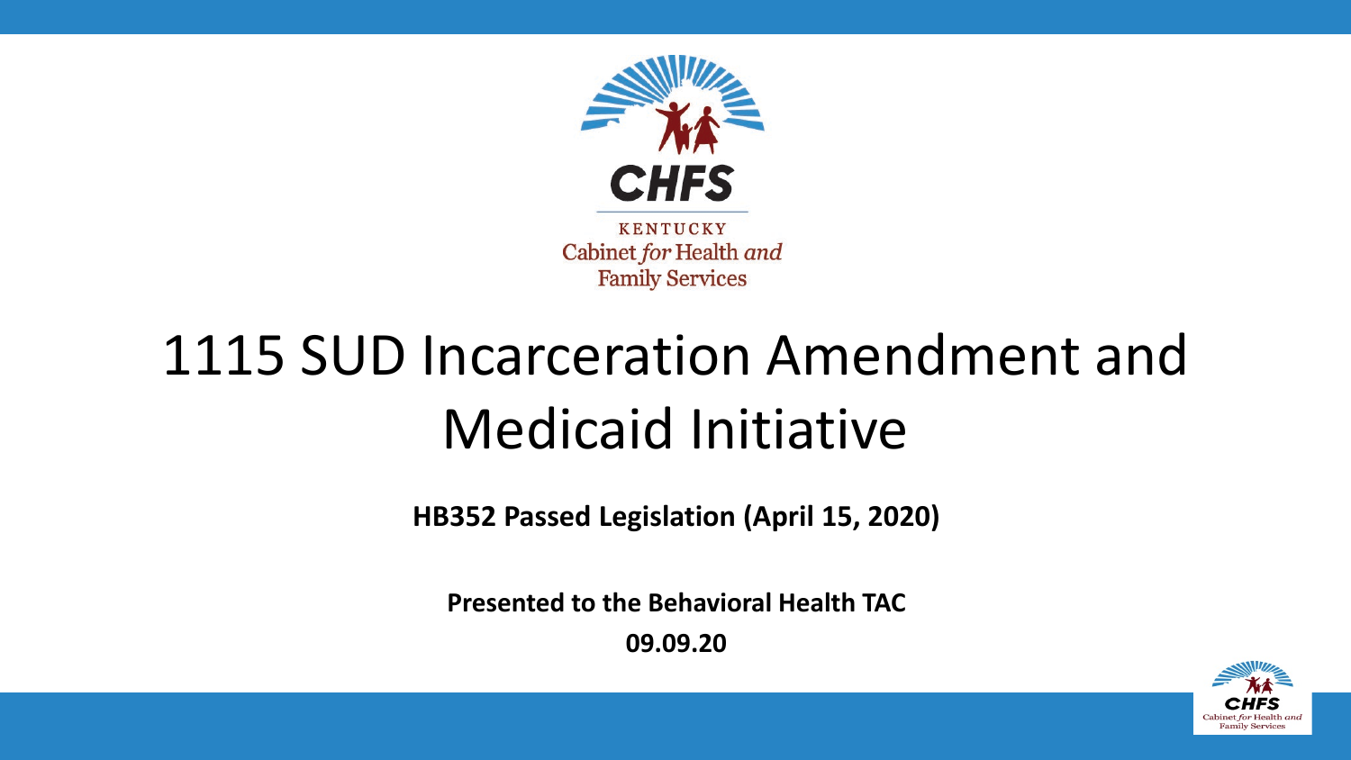CHFS

KENTUCKY
Cabinet *for* Health *and* Family Services

# 1115 SUD Incarceration Amendment and Medicaid Initiative

**HB352 Passed Legislation (April 15, 2020)**

**Presented to the Behavioral Health TAC**

**09.09.20**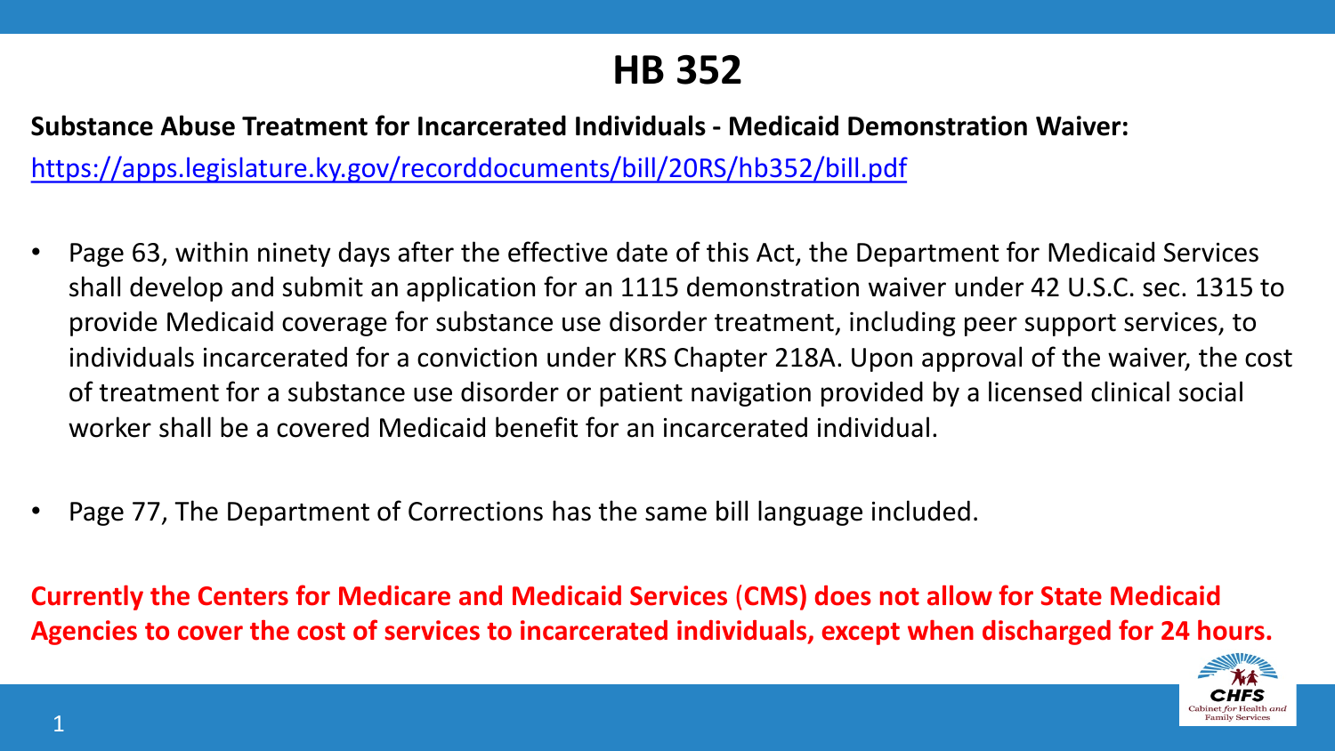# HB 352

**Substance Abuse Treatment for Incarcerated Individuals - Medicaid Demonstration Waiver:**

https://apps.legislature.ky.gov/recorddocuments/bill/20RS/hb352/bill.pdf

- Page 63, within ninety days after the effective date of this Act, the Department for Medicaid Services shall develop and submit an application for an 1115 demonstration waiver under 42 U.S.C. sec. 1315 to provide Medicaid coverage for substance use disorder treatment, including peer support services, to individuals incarcerated for a conviction under KRS Chapter 218A. Upon approval of the waiver, the cost of treatment for a substance use disorder or patient navigation provided by a licensed clinical social worker shall be a covered Medicaid benefit for an incarcerated individual.

- Page 77, The Department of Corrections has the same bill language included.

**Currently the Centers for Medicare and Medicaid Services (CMS) does not allow for State Medicaid Agencies to cover the cost of services to incarcerated individuals, except when discharged for 24 hours.**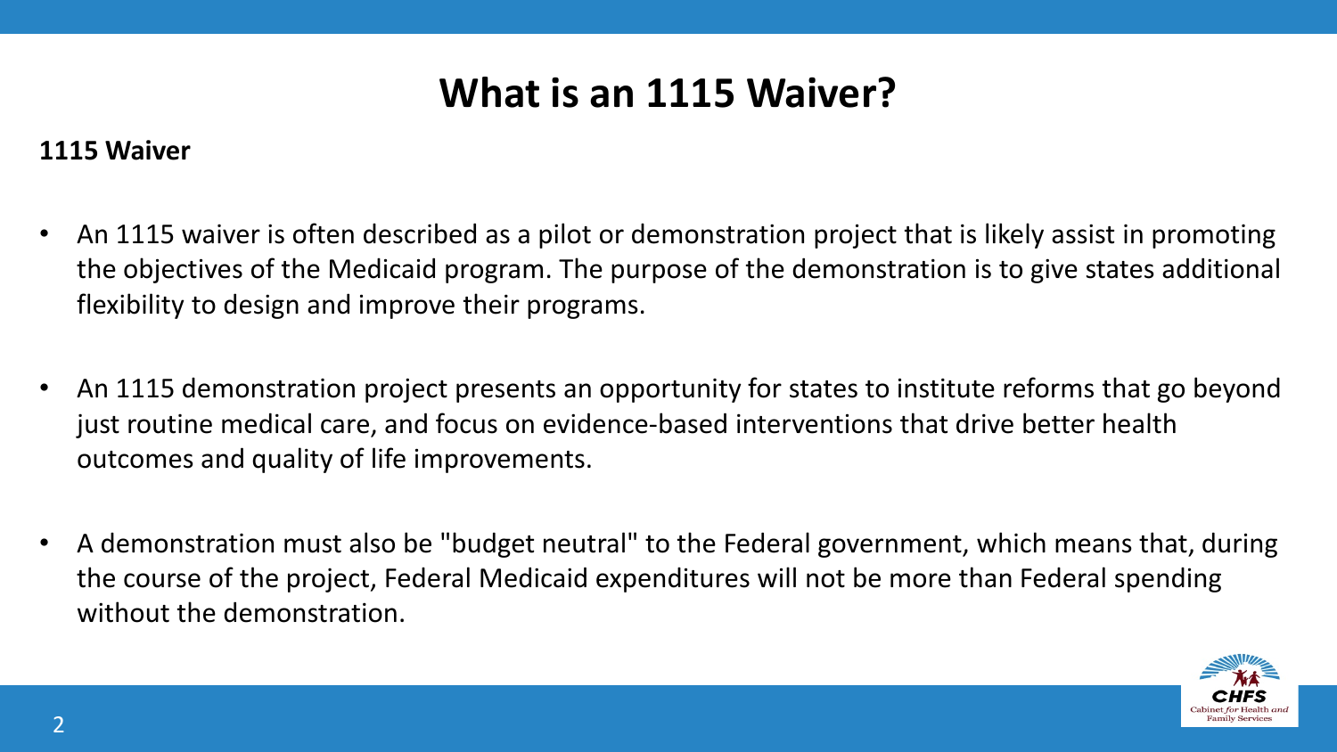# What is an 1115 Waiver?

**1115 Waiver**

- An 1115 waiver is often described as a pilot or demonstration project that is likely assist in promoting the objectives of the Medicaid program. The purpose of the demonstration is to give states additional flexibility to design and improve their programs.
- An 1115 demonstration project presents an opportunity for states to institute reforms that go beyond just routine medical care, and focus on evidence-based interventions that drive better health outcomes and quality of life improvements.
- A demonstration must also be "budget neutral" to the Federal government, which means that, during the course of the project, Federal Medicaid expenditures will not be more than Federal spending without the demonstration.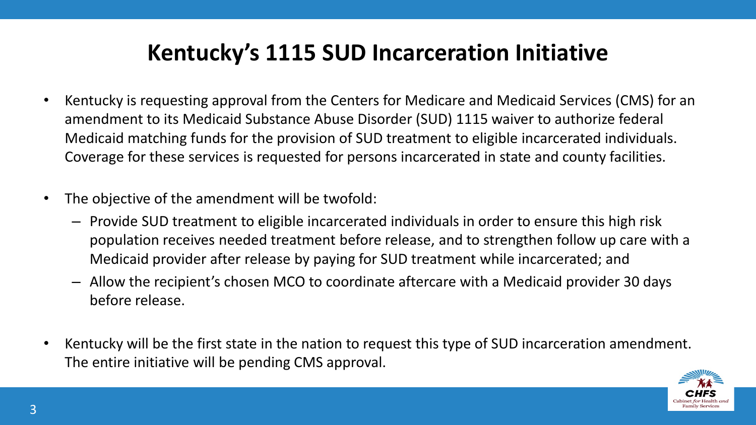# Kentucky's 1115 SUD Incarceration Initiative

- Kentucky is requesting approval from the Centers for Medicare and Medicaid Services (CMS) for an amendment to its Medicaid Substance Abuse Disorder (SUD) 1115 waiver to authorize federal Medicaid matching funds for the provision of SUD treatment to eligible incarcerated individuals. Coverage for these services is requested for persons incarcerated in state and county facilities.
- The objective of the amendment will be twofold:
  - Provide SUD treatment to eligible incarcerated individuals in order to ensure this high risk population receives needed treatment before release, and to strengthen follow up care with a Medicaid provider after release by paying for SUD treatment while incarcerated; and
  - Allow the recipient's chosen MCO to coordinate aftercare with a Medicaid provider 30 days before release.
- Kentucky will be the first state in the nation to request this type of SUD incarceration amendment. The entire initiative will be pending CMS approval.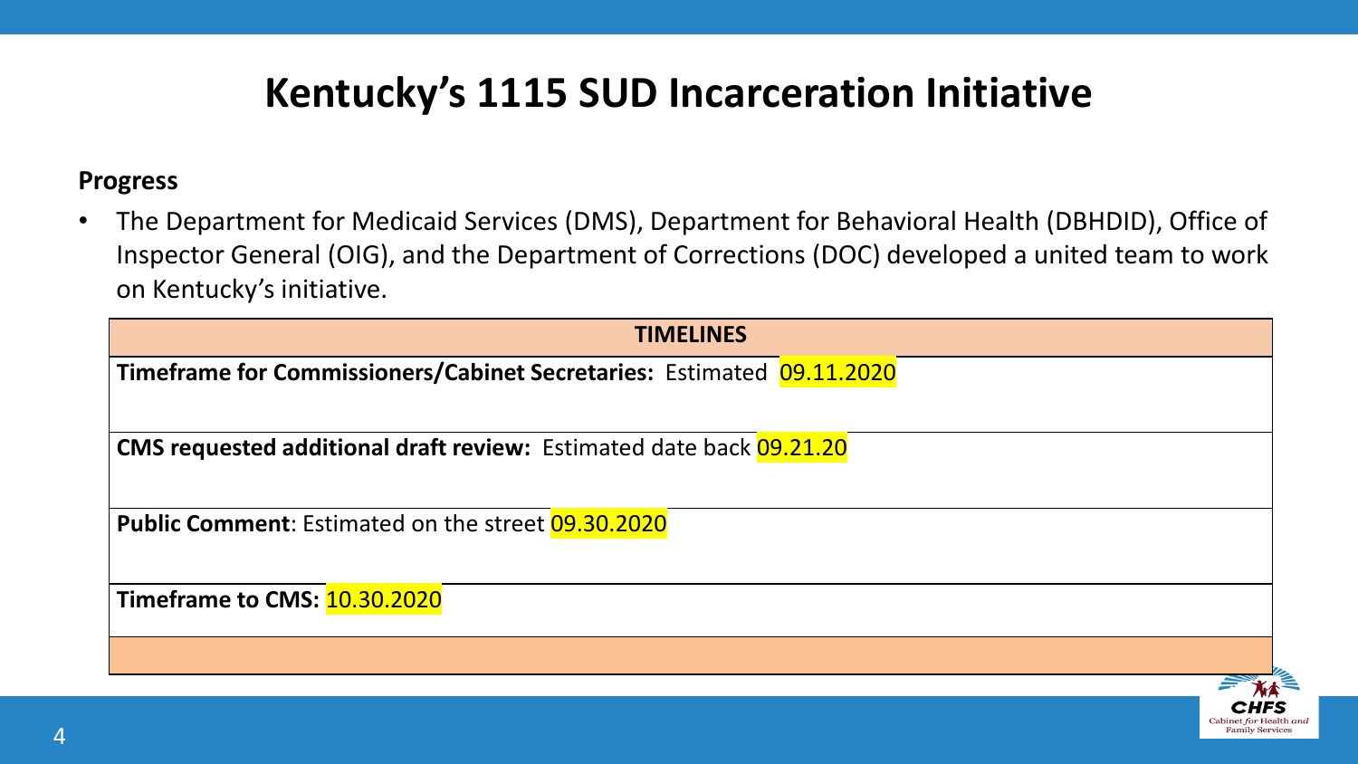# Kentucky's 1115 SUD Incarceration Initiative

**Progress**

- The Department for Medicaid Services (DMS), Department for Behavioral Health (DBHDID), Office of Inspector General (OIG), and the Department of Corrections (DOC) developed a united team to work on Kentucky's initiative.

| TIMELINES |
| --- |
| **Timeframe for Commissioners/Cabinet Secretaries:** Estimated 09.11.2020 |
| **CMS requested additional draft review:** Estimated date back 09.21.20 |
| **Public Comment**: Estimated on the street 09.30.2020 |
| **Timeframe to CMS:** 10.30.2020 |
| |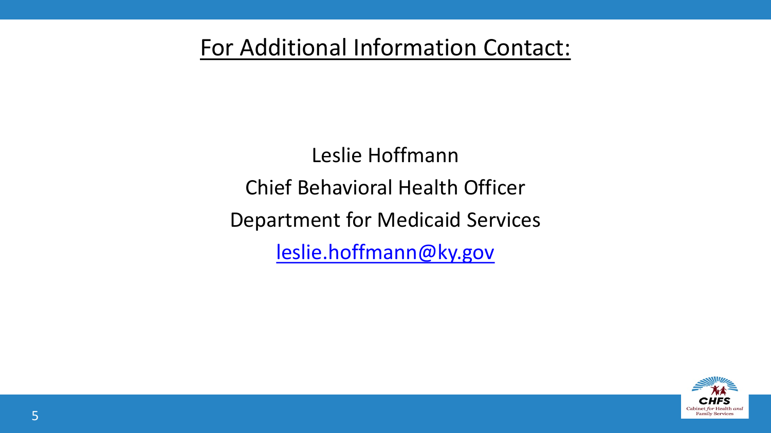## For Additional Information Contact:

Leslie Hoffmann

Chief Behavioral Health Officer

Department for Medicaid Services

leslie.hoffmann@ky.gov